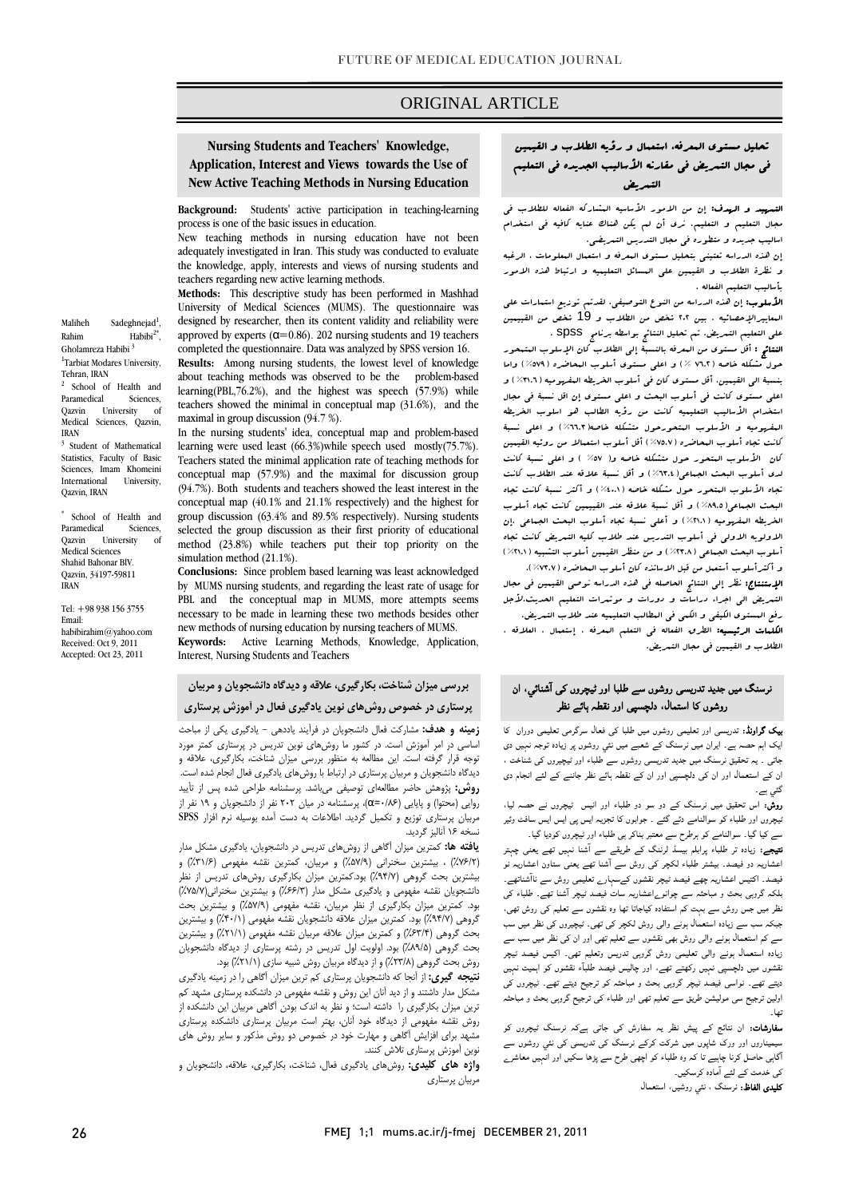# ORIGINAL ARTICLE

## Nursing Students and Teachers' Knowledge, Application, Interest and Views towards the Use of New Active Teaching Methods in Nursing Education

Maliheh Sadeghnejad[1], Rahim Habibi[2*], Gholamreza Habibi[3]

[1]Tarbiat Modares University, Tehran, IRAN

[2] School of Health and Paramedical Sciences, Qazvin University of Medical Sciences, Qazvin, IRAN

[3] Student of Mathematical Statistics, Faculty of Basic Sciences, Imam Khomeini International University, Qazvin, IRAN

[*] School of Health and Paramedical Sciences, Qazvin University of Medical Sciences Shahid Bahonar BlV. Qazvin, 34197-59811 IRAN

Tel: +98 938 156 3755
Email: habibirahim@yahoo.com
Received: Oct 9, 2011
Accepted: Oct 23, 2011

**Background:** Students' active participation in teaching-learning process is one of the basic issues in education.

New teaching methods in nursing education have not been adequately investigated in Iran. This study was conducted to evaluate the knowledge, apply, interests and views of nursing students and teachers regarding new active learning methods.

**Methods:** This descriptive study has been performed in Mashhad University of Medical Sciences (MUMS). The questionnaire was designed by researcher, then its content validity and reliability were approved by experts (α=0.86). 202 nursing students and 19 teachers completed the questionnaire. Data was analyzed by SPSS version 16.

**Results:** Among nursing students, the lowest level of knowledge about teaching methods was observed to be the problem-based learning(PBL,76.2%), and the highest was speech (57.9%) while teachers showed the minimal in conceptual map (31.6%), and the maximal in group discussion (94.7 %).

In the nursing students' idea, conceptual map and problem-based learning were used least (66.3%)while speech used mostly(75.7%). Teachers stated the minimal application rate of teaching methods for conceptual map (57.9%) and the maximal for discussion group (94.7%). Both students and teachers showed the least interest in the conceptual map (40.1% and 21.1% respectively) and the highest for group discussion (63.4% and 89.5% respectively). Nursing students selected the group discussion as their first priority of educational method (23.8%) while teachers put their top priority on the simulation method (21.1%).

**Conclusions:** Since problem based learning was least acknowledged by MUMS nursing students, and regarding the least rate of usage for PBL and the conceptual map in MUMS, more attempts seems necessary to be made in learning these two methods besides other new methods of nursing education by nursing teachers of MUMS.

**Keywords:** Active Learning Methods, Knowledge, Application, Interest, Nursing Students and Teachers

## تحليل مستوى المعرفه، استعمال و رؤيه الطلاب و القيمين في مجال التمريض في مقارنه الأساليب الجديده في التعليم التمريض

**التمهيد و الهدف:** إن من الامور الأساسيه المشاركه الفعاله للطلاب في مجال التعليم و التعلم. نرى أن لم يكن هنالك عنايه كافيه في استخدام اساليب جديده و متطوره في مجال التدريس التمريضي.

إن هذه الدراسه تعتني بتحليل مستوى المعرفه و استعمال المعلومات ، الرغبه و نظرة الطلاب و القيمين على المسائل التعليميه و ارتباط هذه الامور بأساليب التعليم الفعاله .

**الأسلوب:** إن هذه الدراسه من النوع التوصيفي. لقدتم توزيع استمارات على المعايير الإحصائيه . بين ٢٠٢ شخص من الطلاب و 19 شخص من القيمين على التعليم التمريض. تم تحليل النتائج بواسطه برنامج SPSS .

**النتائج :** أقل مستوى من المعرفه بالنسبه إلى الطلاب كان الإسلوب المتمحور حول مشكله خاصه (٧٦.٢ ٪) و اعلى مستوى أسلوب المحاضره (٥٧.٩٪) واما بنسبه الى القيمين، أقل مستوى كان في أسلوب الخريطه المفهوميه (٣١.٦٪) و اعلى مستوى كانت في أسلوب البحث و اعلى مستوى إن اقل نسبة في مجال استخدام الأساليب التعليميه كانت من رؤيه الطالب هو اسلوب الخريطه المفهوميه و الأسلوب المتمحورحول مشكله خاصة(٦٦.٣٪) و اعلى نسبة كانت تجاه أسلوب المحاضره (٧٥.٧٪) أقل أسلوب استعمال من رؤيه القيمين كان الأسلوب المتمحور حول مشكله خاصه و(٥٧ ٪) و اعلى نسبه كانت لدى أسلوب البحث الجماعي(٩٤.٦٪) و أقل نسبة علاقه عند الطلاب كانت تجاه الأسلوب المتمحور حول مشكله خاصه (٤٠.١٪) و أكثر نسبه كانت تجاه البحث الجماعي(٨٩.٥٪) و أقل نسبه علاقه عند القيمين كانت تجاه أسلوب الخريطه المفهوميه (٢١.١٪) و أعلى نسبه تجاه أسلوب البحث الجماعي .إن الاولويه الاولى في أسلوب التدريس عند طلاب كليه التمريض كانت تجاه أسلوب البحث الجماعي (٢٣.٨٪) و من منظر القيمين أسلوب التشبيه (٢١.١٪) و أكثرأسلوب أستعمل من قبل الاساتذه كان أسلوب المحاضره (٧٣.٧٪).

**الإستنتاج:** نظر إلى النتائج الحاصله في هذه الدراسه نوصي القيمين في مجال التمريض الى اجراء دراسات و دورات و موتمرات التعليم الحديث.لأجل رفع المستوى الكيفي و الكمي في المطالب التعليميه عند طلاب التمريض.

**الكلمات الرئيسيه:** الطرق الفعاله في التعلم المعرفه ، إستعمال ، العلاقه ، الطلاب و القيمين في مجال التمريض.

## بررسی میزان شناخت، بکارگیری، علاقه و دیدگاه دانشجویان و مربیان پرستاری در خصوص روش‌های نوین یادگیری فعال در آموزش پرستاری

**زمینه و هدف:** مشارکت فعال دانشجویان در فرآیند یاددهی – یادگیری یکی از مباحث اساسی در امر آموزش است. در کشور ما روش‌های نوین تدریس در پرستاری کمتر مورد توجه قرار گرفته است. این مطالعه به منظور بررسی میزان شناخت، بکارگیری، علاقه و دیدگاه دانشجویان و مربیان پرستاری در ارتباط با روش‌های یادگیری فعال انجام شده است.

**روش:** پژوهش حاضر مطالعه‌ای توصیفی می‌باشد. پرسشنامه طراحی شده پس از تأیید روایی (محتوا) و پایایی (α=۰/۸۶)، پرسشنامه در میان ۲۰۲ نفر از دانشجویان و ۱۹ نفر از مربیان پرستاری توزیع و تکمیل گردید. اطلاعات به دست آمده بوسیله نرم افزار SPSS نسخه ۱۶ آنالیز گردید.

**یافته ها:** کمترین میزان آگاهی از روش‌های تدریس در دانشجویان، یادگیری مشکل مدار (۷۶/۲٪) ، بیشترین سخنرانی (۵۷/۹٪) و مربیان، کمترین نقشه مفهومی (۳۱/۶٪) و بیشترین بحث گروهی (۹۴/۷٪) بود.کمترین میزان بکارگیری روش‌های تدریس از نظر دانشجویان نقشه مفهومی و یادگیری مشکل مدار (۶۶/۳٪) و بیشترین سخنرانی(۷۵/۷٪) بود. کمترین میزان بکارگیری از نظر مربیان، نقشه مفهومی (۵۷/۹٪) و بیشترین بحث گروهی (۹۴/۷٪) بود. کمترین میزان علاقه دانشجویان نقشه مفهومی (۴۰/۱٪) و بیشترین بحث گروهی (۶۳/۴٪) و کمترین میزان علاقه مربیان نقشه مفهومی (۲۱/۱٪) و بیشترین بحث گروهی (۸۹/۵٪) بود. اولویت اول تدریس در رشته پرستاری از دیدگاه دانشجویان روش بحث گروهی (۲۳/۸٪) و از دیدگاه مربیان روش شبیه سازی (۲۱/۱٪) بود.

**نتیجه گیری:** از آنجا که دانشجویان پرستاری کم ترین میزان آگاهی را در زمینه یادگیری مشکل مدار داشتند و از دید آنان این روش و نقشه مفهومی در دانشکده پرستاری مشهد کم ترین میزان بکارگیری را داشته است؛ نظر به اندک بودن آگاهی مربیان این دانشکده از روش نقشه مفهومی از دیدگاه خود آنان، بهتر است مربیان پرستاری دانشکده پرستاری مشهد برای افزایش آگاهی و مهارت خود در خصوص دو روش مذکور و سایر روش های نوین آموزش پرستاری تلاش کنند.

**واژه های کلیدی:** روش‌های یادگیری فعال، شناخت، بکارگیری، علاقه، دانشجویان و مربیان پرستاری

## نرسنگ میں جدید تدریسی روشوں سے طلبا اور ٹیچروں کی آشنائي، ان روشوں کا استعمال، دلچسپی اور نقطہ ہائے نظر

**بیک گراونڈ:** تدریسی اور تعلیمی روشوں میں طلبا کی فعال سرگرمی تعلیمی دوران کا ایک اہم حصہ ہے۔ ایران میں نرسنگ کے شعبے میں نئي روشوں پر زیادہ توجہ نہیں دی جاتی ۔ یہ تحقیق نرسنگ میں جدید تدریسی روشوں سے طلباء اور ٹیچروں کی شناخت ، ان کے استعمال اور ان کی دلچسپی اور ان کے نقطہ ہائے نظر جاننے کے لئے انجام دی گئي ہے۔

**روش:** اس تحقیق میں نرسنگ کے دو سو دو طلباء اور انیس ٹیچروں نے حصہ لیا، ٹیچروں اور طلباء کو سوالنامے دئے گئے ۔ جوابوں کا تجزیہ ایس پی ایس ایس سافٹ وئیر سے کیا گیا۔ سوالنامے کو پہلے معتبر بناکر ہی طلباء اور ٹیچروں کودیا گيا۔

**نتیجے:** زیادہ تر طلباء پرابلم بیسڈ لرننگ کے طریقے سے آشنا نہیں تھے یعنی چہتر اعشاریہ دو فیصد. بیشتر طلباء لکچر کی روش سے آشنا تھے یعنی ستاون اعشاریہ نو فیصد۔ اکتیس اعشاریہ چھے فیصد ٹیچر نقشوں کےسہارے تعلیمی روش سے ناآشناتھے۔ بلکہ گروہی بحث و مباحثہ سے چورانوےاعشاریہ سات فیصد ٹیچر آشنا تھے۔ طلباء کی نظر میں جس روش سے بہت کم استفادہ کیاجاتا تھا وہ نقشوں سے تعلیم کی روش تھی، جبکہ سب سے زیادہ استعمال ہونے والی روش لکچر کی تھی. ٹیچروں کی نظر میں سب سے کم استعمال ہونے والی روش بھی نقشوں سے تعلیم تھی اور ان کی نظر میں سب سے زیادہ استعمال ہونے والی تعلیمی روش گروہی تدریس وتعلیم تھی۔ اکتیس فیصد ٹیچر نقشوں میں دلچسپی نہیں رکھتے تھے۔ اور چالیس فیصد طلباء نقشوں کو اہمیت نہیں دیتے تھے۔ نواسی فیصد ٹیچر گروہی بحث و مباحثہ کو ترجیح دیتے تھے۔ ٹیچروں کی اولین ترجیح سی مولیشن طریق سے تعلیم تھی اور طلباء کی ترجیح گروہی بحث و مباحثہ تھا۔

**سفارشات:** ان نتائج کے پیش نظر یہ سفارش کی جاتی ہےکہ نرسنگ ٹیچروں کو سیمیناروں اور ورک شاپوں میں شرکت کرکے نرسنگ کی تدریسی کی نئي روشوں سے آگاہی حاصل کرنا چاہیے تا کہ وہ طلباء کو اچھی طرح سے پڑھا سکیں اور انہیں معاشرے کی خدمت کے لئے آمادہ کرسکیں۔

**کلیدی الفاظ:** نرسنگ ، نئي روشیں، استعمال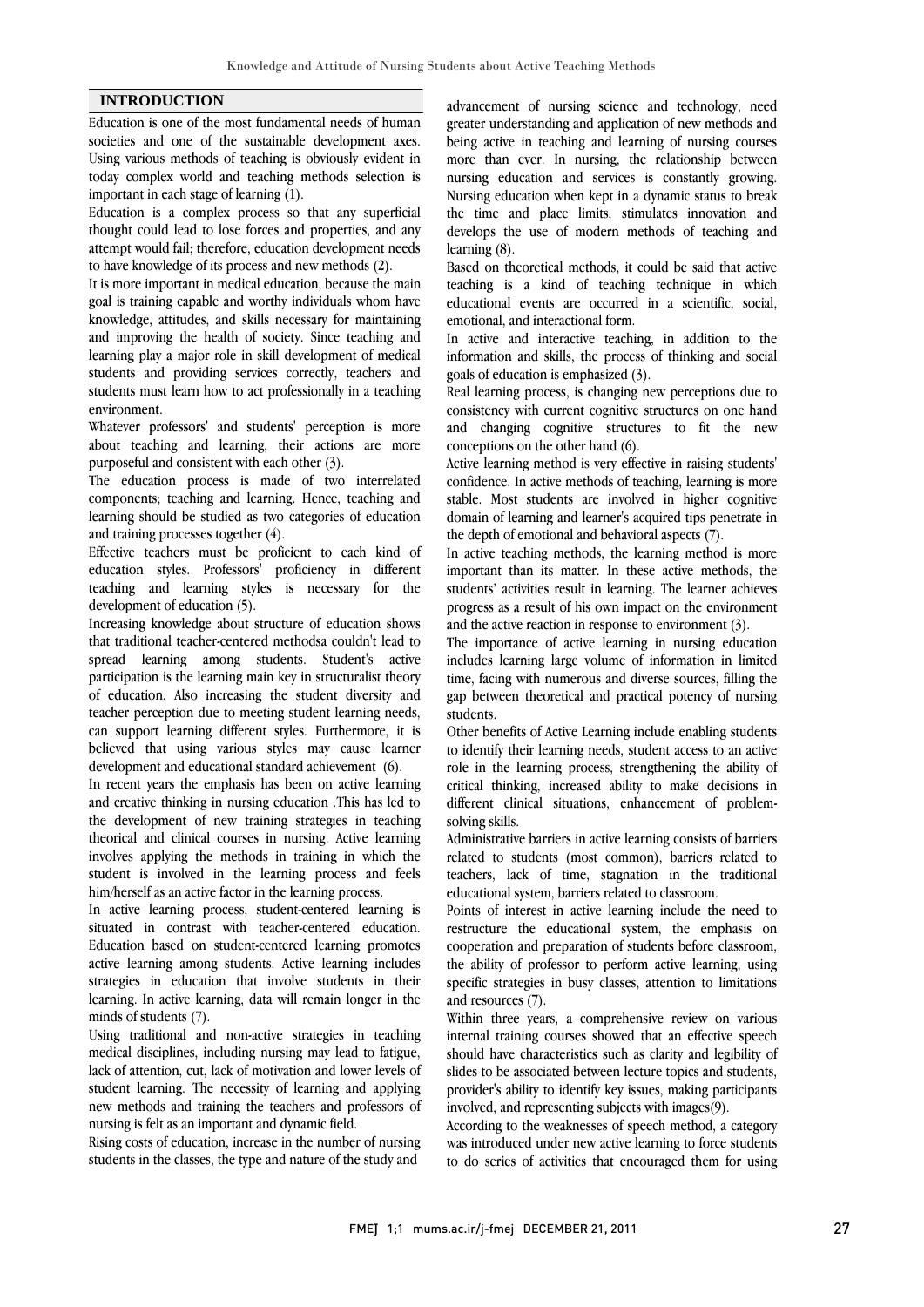## INTRODUCTION

Education is one of the most fundamental needs of human societies and one of the sustainable development axes. Using various methods of teaching is obviously evident in today complex world and teaching methods selection is important in each stage of learning (1).

Education is a complex process so that any superficial thought could lead to lose forces and properties, and any attempt would fail; therefore, education development needs to have knowledge of its process and new methods (2).

It is more important in medical education, because the main goal is training capable and worthy individuals whom have knowledge, attitudes, and skills necessary for maintaining and improving the health of society. Since teaching and learning play a major role in skill development of medical students and providing services correctly, teachers and students must learn how to act professionally in a teaching environment.

Whatever professors' and students' perception is more about teaching and learning, their actions are more purposeful and consistent with each other (3).

The education process is made of two interrelated components; teaching and learning. Hence, teaching and learning should be studied as two categories of education and training processes together (4).

Effective teachers must be proficient to each kind of education styles. Professors' proficiency in different teaching and learning styles is necessary for the development of education (5).

Increasing knowledge about structure of education shows that traditional teacher-centered methodsa couldn't lead to spread learning among students. Student's active participation is the learning main key in structuralist theory of education. Also increasing the student diversity and teacher perception due to meeting student learning needs, can support learning different styles. Furthermore, it is believed that using various styles may cause learner development and educational standard achievement (6).

In recent years the emphasis has been on active learning and creative thinking in nursing education .This has led to the development of new training strategies in teaching theorical and clinical courses in nursing. Active learning involves applying the methods in training in which the student is involved in the learning process and feels him/herself as an active factor in the learning process.

In active learning process, student-centered learning is situated in contrast with teacher-centered education. Education based on student-centered learning promotes active learning among students. Active learning includes strategies in education that involve students in their learning. In active learning, data will remain longer in the minds of students (7).

Using traditional and non-active strategies in teaching medical disciplines, including nursing may lead to fatigue, lack of attention, cut, lack of motivation and lower levels of student learning. The necessity of learning and applying new methods and training the teachers and professors of nursing is felt as an important and dynamic field.

Rising costs of education, increase in the number of nursing students in the classes, the type and nature of the study and advancement of nursing science and technology, need greater understanding and application of new methods and being active in teaching and learning of nursing courses more than ever. In nursing, the relationship between nursing education and services is constantly growing. Nursing education when kept in a dynamic status to break the time and place limits, stimulates innovation and develops the use of modern methods of teaching and learning (8).

Based on theoretical methods, it could be said that active teaching is a kind of teaching technique in which educational events are occurred in a scientific, social, emotional, and interactional form.

In active and interactive teaching, in addition to the information and skills, the process of thinking and social goals of education is emphasized (3).

Real learning process, is changing new perceptions due to consistency with current cognitive structures on one hand and changing cognitive structures to fit the new conceptions on the other hand (6).

Active learning method is very effective in raising students' confidence. In active methods of teaching, learning is more stable. Most students are involved in higher cognitive domain of learning and learner's acquired tips penetrate in the depth of emotional and behavioral aspects (7).

In active teaching methods, the learning method is more important than its matter. In these active methods, the students' activities result in learning. The learner achieves progress as a result of his own impact on the environment and the active reaction in response to environment (3).

The importance of active learning in nursing education includes learning large volume of information in limited time, facing with numerous and diverse sources, filling the gap between theoretical and practical potency of nursing students.

Other benefits of Active Learning include enabling students to identify their learning needs, student access to an active role in the learning process, strengthening the ability of critical thinking, increased ability to make decisions in different clinical situations, enhancement of problem-solving skills.

Administrative barriers in active learning consists of barriers related to students (most common), barriers related to teachers, lack of time, stagnation in the traditional educational system, barriers related to classroom.

Points of interest in active learning include the need to restructure the educational system, the emphasis on cooperation and preparation of students before classroom, the ability of professor to perform active learning, using specific strategies in busy classes, attention to limitations and resources (7).

Within three years, a comprehensive review on various internal training courses showed that an effective speech should have characteristics such as clarity and legibility of slides to be associated between lecture topics and students, provider's ability to identify key issues, making participants involved, and representing subjects with images(9).

According to the weaknesses of speech method, a category was introduced under new active learning to force students to do series of activities that encouraged them for using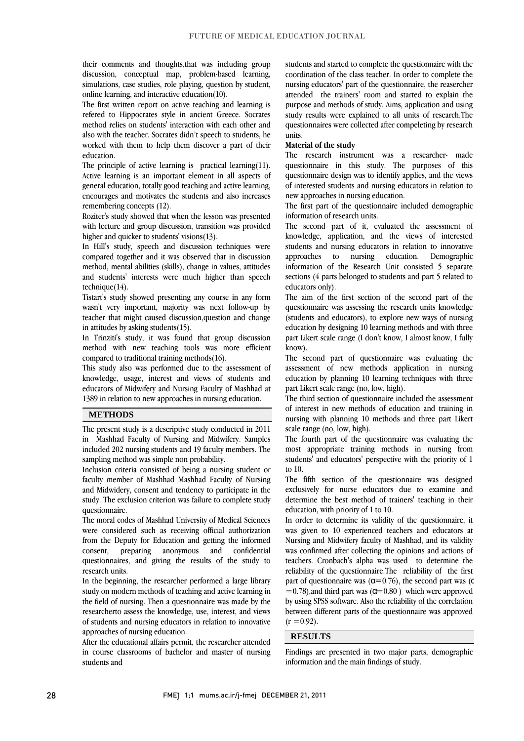their comments and thoughts,that was including group discussion, conceptual map, problem-based learning, simulations, case studies, role playing, question by student, online learning, and interactive education(10).

The first written report on active teaching and learning is refered to Hippocrates style in ancient Greece. Socrates method relies on students' interaction with each other and also with the teacher. Socrates didn't speech to students, he worked with them to help them discover a part of their education.

The principle of active learning is practical learning(11). Active learning is an important element in all aspects of general education, totally good teaching and active learning, encourages and motivates the students and also increases remembering concepts (12).

Roziter's study showed that when the lesson was presented with lecture and group discussion, transition was provided higher and quicker to students' visions(13).

In Hill's study, speech and discussion techniques were compared together and it was observed that in discussion method, mental abilities (skills), change in values, attitudes and students' interests were much higher than speech technique(14).

Tistart's study showed presenting any course in any form wasn't very important, majority was next follow-up by teacher that might caused discussion,question and change in attitudes by asking students(15).

In Trinziti's study, it was found that group discussion method with new teaching tools was more efficient compared to traditional training methods(16).

This study also was performed due to the assessment of knowledge, usage, interest and views of students and educators of Midwifery and Nursing Faculty of Mashhad at 1389 in relation to new approaches in nursing education.

## METHODS

The present study is a descriptive study conducted in 2011 in Mashhad Faculty of Nursing and Midwifery. Samples included 202 nursing students and 19 faculty members. The sampling method was simple non probability.

Inclusion criteria consisted of being a nursing student or faculty member of Mashhad Mashhad Faculty of Nursing and Midwidery, consent and tendency to participate in the study. The exclusion criterion was failure to complete study questionnaire.

The moral codes of Mashhad University of Medical Sciences were considered such as receiving official authorization from the Deputy for Education and getting the informed consent, preparing anonymous and confidential questionnaires, and giving the results of the study to research units.

In the beginning, the researcher performed a large library study on modern methods of teaching and active learning in the field of nursing. Then a questionnaire was made by the researcherto assess the knowledge, use, interest, and views of students and nursing educators in relation to innovative approaches of nursing education.

After the educational affairs permit, the researcher attended in course classrooms of bachelor and master of nursing students and students and started to complete the questionnaire with the coordination of the class teacher. In order to complete the nursing educators' part of the questionnaire, the reasercher attended the trainers' room and started to explain the purpose and methods of study. Aims, application and using study results were explained to all units of research.The questionnaires were collected after compeleting by research units.

**Material of the study**

The research instrument was a researcher- made questionnaire in this study. The purposes of this questionnaire design was to identify applies, and the views of interested students and nursing educators in relation to new approaches in nursing education.

The first part of the questionnaire included demographic information of research units.

The second part of it, evaluated the assessment of knowledge, application, and the views of interested students and nursing educators in relation to innovative approaches to nursing education. Demographic information of the Research Unit consisted 5 separate sections (4 parts belonged to students and part 5 related to educators only).

The aim of the first section of the second part of the questionnaire was assessing the research units knowledge (students and educators), to explore new ways of nursing education by designing 10 learning methods and with three part Likert scale range (I don't know, I almost know, I fully know).

The second part of questionnaire was evaluating the assessment of new methods application in nursing education by planning 10 learning techniques with three part Likert scale range (no, low, high).

The third section of questionnaire included the assessment of interest in new methods of education and training in nursing with planning 10 methods and three part Likert scale range (no, low, high).

The fourth part of the questionnaire was evaluating the most appropriate training methods in nursing from students' and educators' perspective with the priority of 1 to 10.

The fifth section of the questionnaire was designed exclusively for nurse educators due to examine and determine the best method of trainers' teaching in their education, with priority of 1 to 10.

In order to determine its validity of the questionnaire, it was given to 10 experienced teachers and educators at Nursing and Midwifery faculty of Mashhad, and its validity was confirmed after collecting the opinions and actions of teachers. Cronbach's alpha was used to determine the reliability of the questionnaire.The reliability of the first part of questionnaire was ($\alpha$=0.76), the second part was ($\alpha$=0.78),and third part was ($\alpha$=0.80 ) which were approved by using SPSS software. Also the reliability of the correlation between different parts of the questionnaire was approved ($r$ =0.92).

## RESULTS

Findings are presented in two major parts, demographic information and the main findings of study.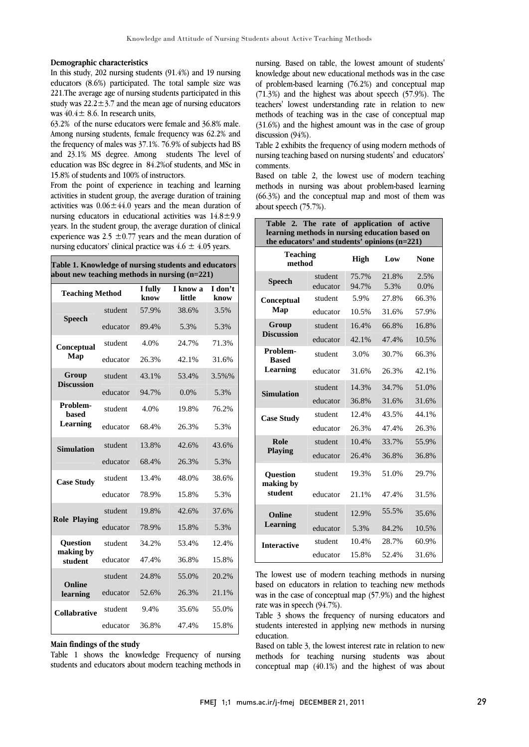**Demographic characteristics**

In this study, 202 nursing students (91.4%) and 19 nursing educators (8.6%) participated. The total sample size was 221.The average age of nursing students participated in this study was 22.2±3.7 and the mean age of nursing educators was 40.4± 8.6. In research units,

63.2% of the nurse educators were female and 36.8% male. Among nursing students, female frequency was 62.2% and the frequency of males was 37.1%. 76.9% of subjects had BS and 23.1% MS degree. Among students The level of education was BSc degree in 84.2%of students, and MSc in 15.8% of students and 100% of instructors.

From the point of experience in teaching and learning activities in student group, the average duration of training activities was 0.06±44.0 years and the mean duration of nursing educators in educational activities was 14.8±9.9 years. In the student group, the average duration of clinical experience was 2.5 ±0.77 years and the mean duration of nursing educators' clinical practice was 4.6 ± 4.05 years.

**Table 1. Knowledge of nursing students and educators about new teaching methods in nursing (n=221)**

| Teaching Method | | I fully know | I know a little | I don't know |
|---|---|---|---|---|
| Speech | student | 57.9% | 38.6% | 3.5% |
| | educator | 89.4% | 5.3% | 5.3% |
| Conceptual Map | student | 4.0% | 24.7% | 71.3% |
| | educator | 26.3% | 42.1% | 31.6% |
| Group Discussion | student | 43.1% | 53.4% | 3.5%% |
| | educator | 94.7% | 0.0% | 5.3% |
| Problem-based Learning | student | 4.0% | 19.8% | 76.2% |
| | educator | 68.4% | 26.3% | 5.3% |
| Simulation | student | 13.8% | 42.6% | 43.6% |
| | educator | 68.4% | 26.3% | 5.3% |
| Case Study | student | 13.4% | 48.0% | 38.6% |
| | educator | 78.9% | 15.8% | 5.3% |
| Role Playing | student | 19.8% | 42.6% | 37.6% |
| | educator | 78.9% | 15.8% | 5.3% |
| Question making by student | student | 34.2% | 53.4% | 12.4% |
| | educator | 47.4% | 36.8% | 15.8% |
| Online learning | student | 24.8% | 55.0% | 20.2% |
| | educator | 52.6% | 26.3% | 21.1% |
| Collabrative | student | 9.4% | 35.6% | 55.0% |
| | educator | 36.8% | 47.4% | 15.8% |

**Main findings of the study**

Table 1 shows the knowledge Frequency of nursing students and educators about modern teaching methods in nursing. Based on table, the lowest amount of students' knowledge about new educational methods was in the case of problem-based learning (76.2%) and conceptual map (71.3%) and the highest was about speech (57.9%). The teachers' lowest understanding rate in relation to new methods of teaching was in the case of conceptual map (31.6%) and the highest amount was in the case of group discussion (94%).

Table 2 exhibits the frequency of using modern methods of nursing teaching based on nursing students' and educators' comments.

Based on table 2, the lowest use of modern teaching methods in nursing was about problem-based learning (66.3%) and the conceptual map and most of them was about speech (75.7%).

**Table 2. The rate of application of active learning methods in nursing education based on the educators' and students' opinions (n=221)**

| Teaching method | | High | Low | None |
|---|---|---|---|---|
| Speech | student | 75.7% | 21.8% | 2.5% |
| | educator | 94.7% | 5.3% | 0.0% |
| Conceptual Map | student | 5.9% | 27.8% | 66.3% |
| | educator | 10.5% | 31.6% | 57.9% |
| Group Discussion | student | 16.4% | 66.8% | 16.8% |
| | educator | 42.1% | 47.4% | 10.5% |
| Problem-Based Learning | student | 3.0% | 30.7% | 66.3% |
| | educator | 31.6% | 26.3% | 42.1% |
| Simulation | student | 14.3% | 34.7% | 51.0% |
| | educator | 36.8% | 31.6% | 31.6% |
| Case Study | student | 12.4% | 43.5% | 44.1% |
| | educator | 26.3% | 47.4% | 26.3% |
| Role Playing | student | 10.4% | 33.7% | 55.9% |
| | educator | 26.4% | 36.8% | 36.8% |
| Question making by student | student | 19.3% | 51.0% | 29.7% |
| | educator | 21.1% | 47.4% | 31.5% |
| Online Learning | student | 12.9% | 55.5% | 35.6% |
| | educator | 5.3% | 84.2% | 10.5% |
| Interactive | student | 10.4% | 28.7% | 60.9% |
| | educator | 15.8% | 52.4% | 31.6% |

The lowest use of modern teaching methods in nursing based on educators in relation to teaching new methods was in the case of conceptual map (57.9%) and the highest rate was in speech (94.7%).

Table 3 shows the frequency of nursing educators and students interested in applying new methods in nursing education.

Based on table 3, the lowest interest rate in relation to new methods for teaching nursing students was about conceptual map (40.1%) and the highest of was about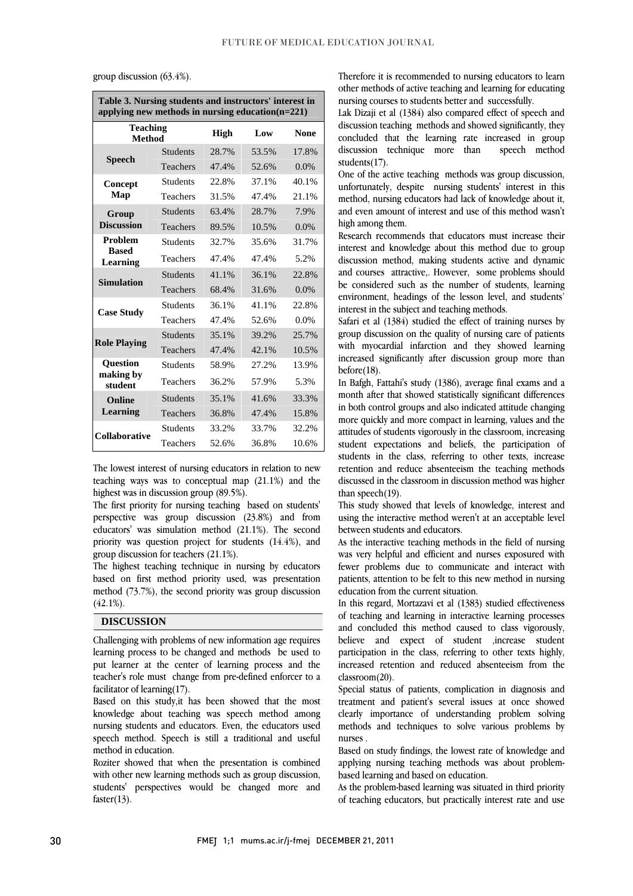group discussion (63.4%).

**Table 3. Nursing students and instructors' interest in applying new methods in nursing education(n=221)**

| Teaching Method | | High | Low | None |
|---|---|---|---|---|
| Speech | Students | 28.7% | 53.5% | 17.8% |
| | Teachers | 47.4% | 52.6% | 0.0% |
| Concept Map | Students | 22.8% | 37.1% | 40.1% |
| | Teachers | 31.5% | 47.4% | 21.1% |
| Group Discussion | Students | 63.4% | 28.7% | 7.9% |
| | Teachers | 89.5% | 10.5% | 0.0% |
| Problem Based Learning | Students | 32.7% | 35.6% | 31.7% |
| | Teachers | 47.4% | 47.4% | 5.2% |
| Simulation | Students | 41.1% | 36.1% | 22.8% |
| | Teachers | 68.4% | 31.6% | 0.0% |
| Case Study | Students | 36.1% | 41.1% | 22.8% |
| | Teachers | 47.4% | 52.6% | 0.0% |
| Role Playing | Students | 35.1% | 39.2% | 25.7% |
| | Teachers | 47.4% | 42.1% | 10.5% |
| Question making by student | Students | 58.9% | 27.2% | 13.9% |
| | Teachers | 36.2% | 57.9% | 5.3% |
| Online Learning | Students | 35.1% | 41.6% | 33.3% |
| | Teachers | 36.8% | 47.4% | 15.8% |
| Collaborative | Students | 33.2% | 33.7% | 32.2% |
| | Teachers | 52.6% | 36.8% | 10.6% |

The lowest interest of nursing educators in relation to new teaching ways was to conceptual map (21.1%) and the highest was in discussion group (89.5%).

The first priority for nursing teaching based on students' perspective was group discussion (23.8%) and from educators' was simulation method (21.1%). The second priority was question project for students (14.4%), and group discussion for teachers (21.1%).

The highest teaching technique in nursing by educators based on first method priority used, was presentation method (73.7%), the second priority was group discussion (42.1%).

## DISCUSSION

Challenging with problems of new information age requires learning process to be changed and methods be used to put learner at the center of learning process and the teacher's role must change from pre-defined enforcer to a facilitator of learning(17).

Based on this study,it has been showed that the most knowledge about teaching was speech method among nursing students and educators. Even, the educators used speech method. Speech is still a traditional and useful method in education.

Roziter showed that when the presentation is combined with other new learning methods such as group discussion, students' perspectives would be changed more and faster(13).

Therefore it is recommended to nursing educators to learn other methods of active teaching and learning for educating nursing courses to students better and successfully.

Lak Dizaji et al (1384) also compared effect of speech and discussion teaching methods and showed significantly, they concluded that the learning rate increased in group discussion technique more than speech method students(17).

One of the active teaching methods was group discussion, unfortunately, despite nursing students' interest in this method, nursing educators had lack of knowledge about it, and even amount of interest and use of this method wasn't high among them.

Research recommends that educators must increase their interest and knowledge about this method due to group discussion method, making students active and dynamic and courses attractive,. However, some problems should be considered such as the number of students, learning environment, headings of the lesson level, and students' interest in the subject and teaching methods.

Safari et al (1384) studied the effect of training nurses by group discussion on the quality of nursing care of patients with myocardial infarction and they showed learning increased significantly after discussion group more than before(18).

In Bafgh, Fattahi's study (1386), average final exams and a month after that showed statistically significant differences in both control groups and also indicated attitude changing more quickly and more compact in learning, values and the attitudes of students vigorously in the classroom, increasing student expectations and beliefs, the participation of students in the class, referring to other texts, increase retention and reduce absenteeism the teaching methods discussed in the classroom in discussion method was higher than speech(19).

This study showed that levels of knowledge, interest and using the interactive method weren't at an acceptable level between students and educators.

As the interactive teaching methods in the field of nursing was very helpful and efficient and nurses exposured with fewer problems due to communicate and interact with patients, attention to be felt to this new method in nursing education from the current situation.

In this regard, Mortazavi et al (1383) studied effectiveness of teaching and learning in interactive learning processes and concluded this method caused to class vigorously, believe and expect of student ,increase student participation in the class, referring to other texts highly, increased retention and reduced absenteeism from the classroom(20).

Special status of patients, complication in diagnosis and treatment and patient's several issues at once showed clearly importance of understanding problem solving methods and techniques to solve various problems by nurses .

Based on study findings, the lowest rate of knowledge and applying nursing teaching methods was about problem-based learning and based on education.

As the problem-based learning was situated in third priority of teaching educators, but practically interest rate and use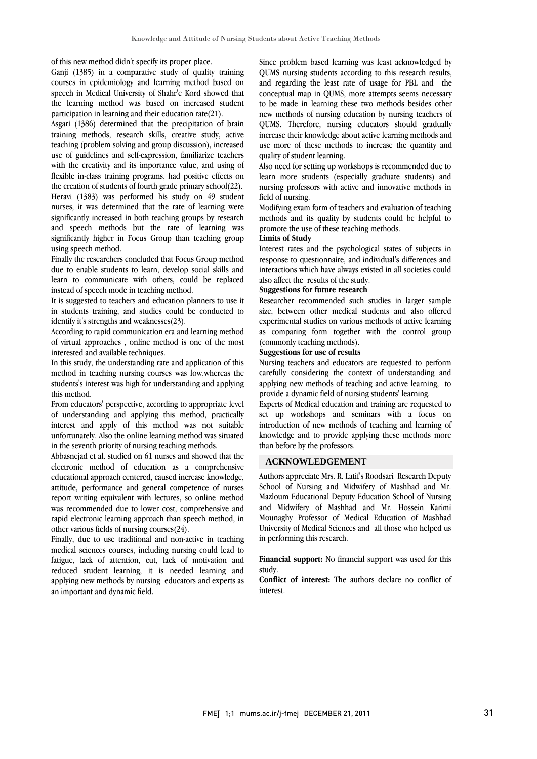of this new method didn't specify its proper place.

Ganji (1385) in a comparative study of quality training courses in epidemiology and learning method based on speech in Medical University of Shahr'e Kord showed that the learning method was based on increased student participation in learning and their education rate(21).

Asgari (1386) determined that the precipitation of brain training methods, research skills, creative study, active teaching (problem solving and group discussion), increased use of guidelines and self-expression, familiarize teachers with the creativity and its importance value, and using of flexible in-class training programs, had positive effects on the creation of students of fourth grade primary school(22).

Heravi (1383) was performed his study on 49 student nurses, it was determined that the rate of learning were significantly increased in both teaching groups by research and speech methods but the rate of learning was significantly higher in Focus Group than teaching group using speech method.

Finally the researchers concluded that Focus Group method due to enable students to learn, develop social skills and learn to communicate with others, could be replaced instead of speech mode in teaching method.

It is suggested to teachers and education planners to use it in students training, and studies could be conducted to identify it's strengths and weaknesses(23).

According to rapid communication era and learning method of virtual approaches , online method is one of the most interested and available techniques.

In this study, the understanding rate and application of this method in teaching nursing courses was low,whereas the students's interest was high for understanding and applying this method.

From educators' perspective, according to appropriate level of understanding and applying this method, practically interest and apply of this method was not suitable unfortunately. Also the online learning method was situated in the seventh priority of nursing teaching methods.

Abbasnejad et al. studied on 61 nurses and showed that the electronic method of education as a comprehensive educational approach centered, caused increase knowledge, attitude, performance and general competence of nurses report writing equivalent with lectures, so online method was recommended due to lower cost, comprehensive and rapid electronic learning approach than speech method, in other various fields of nursing courses(24).

Finally, due to use traditional and non-active in teaching medical sciences courses, including nursing could lead to fatigue, lack of attention, cut, lack of motivation and reduced student learning, it is needed learning and applying new methods by nursing educators and experts as an important and dynamic field.

Since problem based learning was least acknowledged by QUMS nursing students according to this research results, and regarding the least rate of usage for PBL and the conceptual map in QUMS, more attempts seems necessary to be made in learning these two methods besides other new methods of nursing education by nursing teachers of QUMS. Therefore, nursing educators should gradually increase their knowledge about active learning methods and use more of these methods to increase the quantity and quality of student learning.

Also need for setting up workshops is recommended due to learn more students (especially graduate students) and nursing professors with active and innovative methods in field of nursing.

Modifying exam form of teachers and evaluation of teaching methods and its quality by students could be helpful to promote the use of these teaching methods.

**Limits of Study**

Interest rates and the psychological states of subjects in response to questionnaire, and individual's differences and interactions which have always existed in all societies could also affect the results of the study.

**Suggestions for future research**

Researcher recommended such studies in larger sample size, between other medical students and also offered experimental studies on various methods of active learning as comparing form together with the control group (commonly teaching methods).

**Suggestions for use of results**

Nursing teachers and educators are requested to perform carefully considering the context of understanding and applying new methods of teaching and active learning, to provide a dynamic field of nursing students' learning.

Experts of Medical education and training are requested to set up workshops and seminars with a focus on introduction of new methods of teaching and learning of knowledge and to provide applying these methods more than before by the professors.

## ACKNOWLEDGEMENT

Authors appreciate Mrs. R. Latif's Roodsari Research Deputy School of Nursing and Midwifery of Mashhad and Mr. Mazloum Educational Deputy Education School of Nursing and Midwifery of Mashhad and Mr. Hossein Karimi Mounaghy Professor of Medical Education of Mashhad University of Medical Sciences and all those who helped us in performing this research.

**Financial support:** No financial support was used for this study.

**Conflict of interest:** The authors declare no conflict of interest.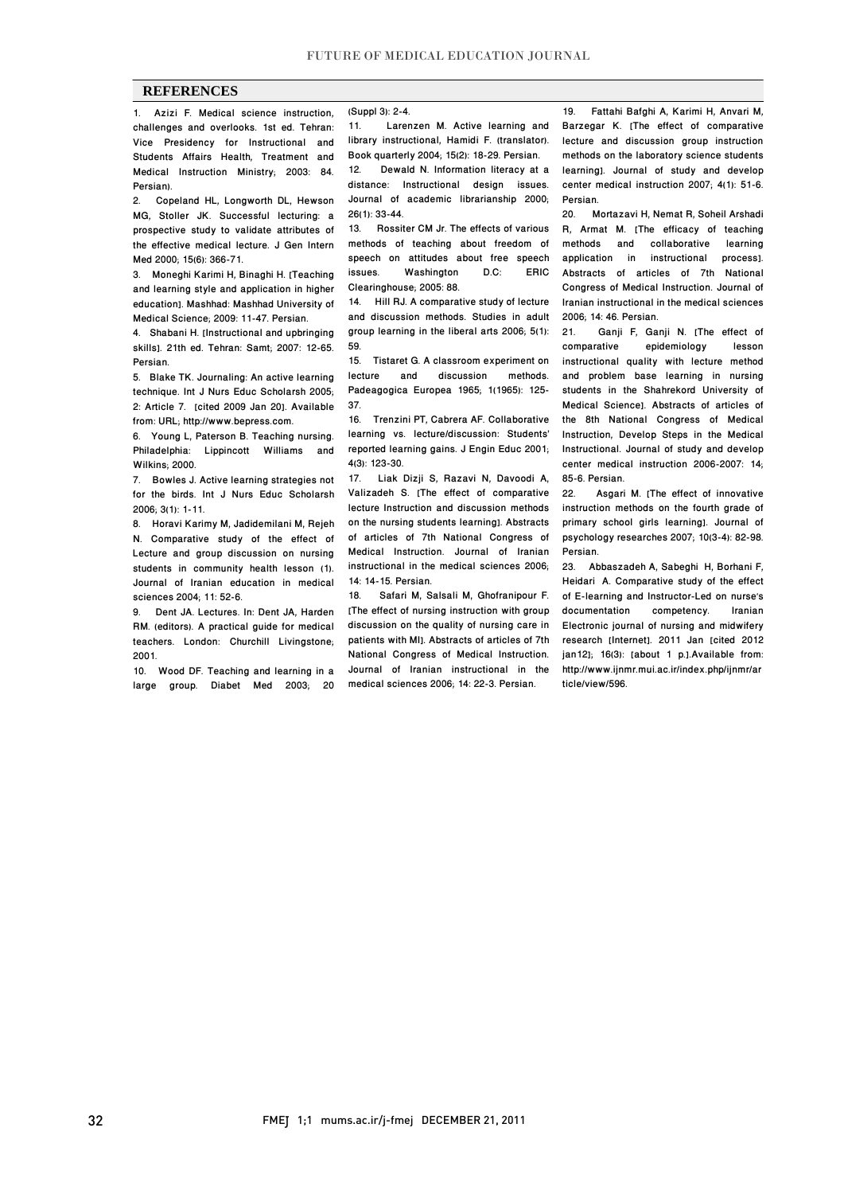## REFERENCES

1. Azizi F. Medical science instruction, challenges and overlooks. 1st ed. Tehran: Vice Presidency for Instructional and Students Affairs Health, Treatment and Medical Instruction Ministry; 2003: 84. Persian).
2. Copeland HL, Longworth DL, Hewson MG, Stoller JK. Successful lecturing: a prospective study to validate attributes of the effective medical lecture. J Gen Intern Med 2000; 15(6): 366-71.
3. Moneghi Karimi H, Binaghi H. [Teaching and learning style and application in higher education]. Mashhad: Mashhad University of Medical Science; 2009: 11-47. Persian.
4. Shabani H. [Instructional and upbringing skills]. 21th ed. Tehran: Samt; 2007: 12-65. Persian.
5. Blake TK. Journaling: An active learning technique. Int J Nurs Educ Scholarsh 2005; 2: Article 7. [cited 2009 Jan 20]. Available from: URL; http://www.bepress.com.
6. Young L, Paterson B. Teaching nursing. Philadelphia: Lippincott Williams and Wilkins; 2000.
7. Bowles J. Active learning strategies not for the birds. Int J Nurs Educ Scholarsh 2006; 3(1): 1-11.
8. Horavi Karimy M, Jadidemilani M, Rejeh N. Comparative study of the effect of Lecture and group discussion on nursing students in community health lesson (1). Journal of Iranian education in medical sciences 2004; 11: 52-6.
9. Dent JA. Lectures. In: Dent JA, Harden RM. (editors). A practical guide for medical teachers. London: Churchill Livingstone; 2001.
10. Wood DF. Teaching and learning in a large group. Diabet Med 2003; 20 (Suppl 3): 2-4.
11. Larenzen M. Active learning and library instructional, Hamidi F. (translator). Book quarterly 2004; 15(2): 18-29. Persian.
12. Dewald N. Information literacy at a distance: Instructional design issues. Journal of academic librarianship 2000; 26(1): 33-44.
13. Rossiter CM Jr. The effects of various methods of teaching about freedom of speech on attitudes about free speech issues. Washington D.C: ERIC Clearinghouse; 2005: 88.
14. Hill RJ. A comparative study of lecture and discussion methods. Studies in adult group learning in the liberal arts 2006; 5(1): 59.
15. Tistaret G. A classroom experiment on lecture and discussion methods. Padeagogica Europea 1965; 1(1965): 125-37.
16. Trenzini PT, Cabrera AF. Collaborative learning vs. lecture/discussion: Students' reported learning gains. J Engin Educ 2001; 4(3): 123-30.
17. Liak Dizji S, Razavi N, Davoodi A, Valizadeh S. [The effect of comparative lecture Instruction and discussion methods on the nursing students learning]. Abstracts of articles of 7th National Congress of Medical Instruction. Journal of Iranian instructional in the medical sciences 2006; 14: 14-15. Persian.
18. Safari M, Salsali M, Ghofranipour F. [The effect of nursing instruction with group discussion on the quality of nursing care in patients with MI]. Abstracts of articles of 7th National Congress of Medical Instruction. Journal of Iranian instructional in the medical sciences 2006; 14: 22-3. Persian.
19. Fattahi Bafghi A, Karimi H, Anvari M, Barzegar K. [The effect of comparative lecture and discussion group instruction methods on the laboratory science students learning]. Journal of study and develop center medical instruction 2007; 4(1): 51-6. Persian.
20. Mortazavi H, Nemat R, Soheil Arshadi R, Armat M. [The efficacy of teaching methods and collaborative learning application in instructional process]. Abstracts of articles of 7th National Congress of Medical Instruction. Journal of Iranian instructional in the medical sciences 2006; 14: 46. Persian.
21. Ganji F, Ganji N. [The effect of comparative epidemiology lesson instructional quality with lecture method and problem base learning in nursing students in the Shahrekord University of Medical Science]. Abstracts of articles of the 8th National Congress of Medical Instruction, Develop Steps in the Medical Instructional. Journal of study and develop center medical instruction 2006-2007: 14; 85-6. Persian.
22. Asgari M. [The effect of innovative instruction methods on the fourth grade of primary school girls learning]. Journal of psychology researches 2007; 10(3-4): 82-98. Persian.
23. Abbaszadeh A, Sabeghi H, Borhani F, Heidari A. Comparative study of the effect of E-learning and Instructor-Led on nurse's documentation competency. Iranian Electronic journal of nursing and midwifery research [Internet]. 2011 Jan [cited 2012 jan12]; 16(3): [about 1 p.].Available from: http://www.ijnmr.mui.ac.ir/index.php/ijnmr/article/view/596.